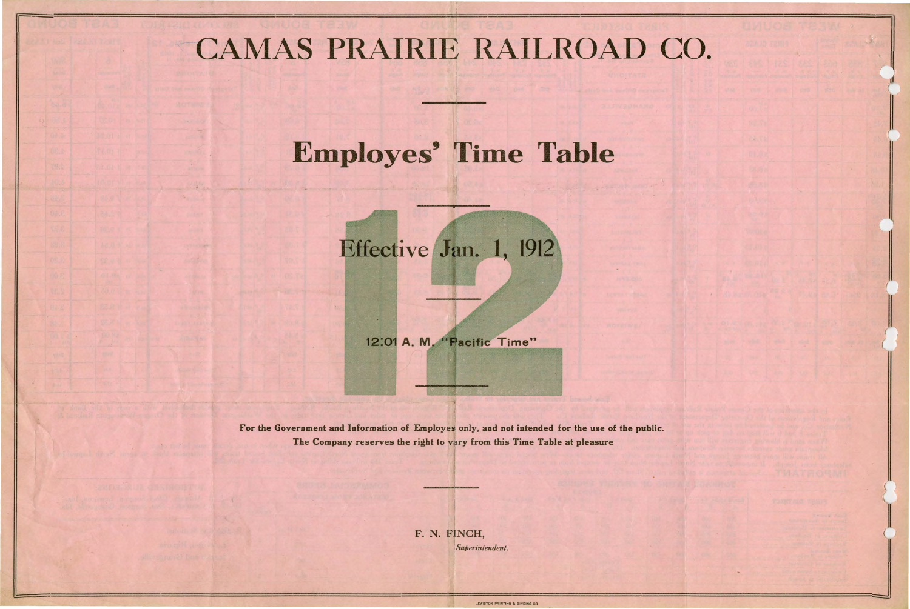# CAMAS PRAIRIE RAILROAD CO.

## Employes' Time Table

12

Effective Jan. 1, 1912

12:01 A. M. "Pacific Time"

**For the Government and Information of Employes only, and not intended for the use of the public.**
**The Company reserves the right to vary from this Time Table at pleasure**

F. N. FINCH,
*Superintendent.*

LEWISTON PRINTING & BINDING CO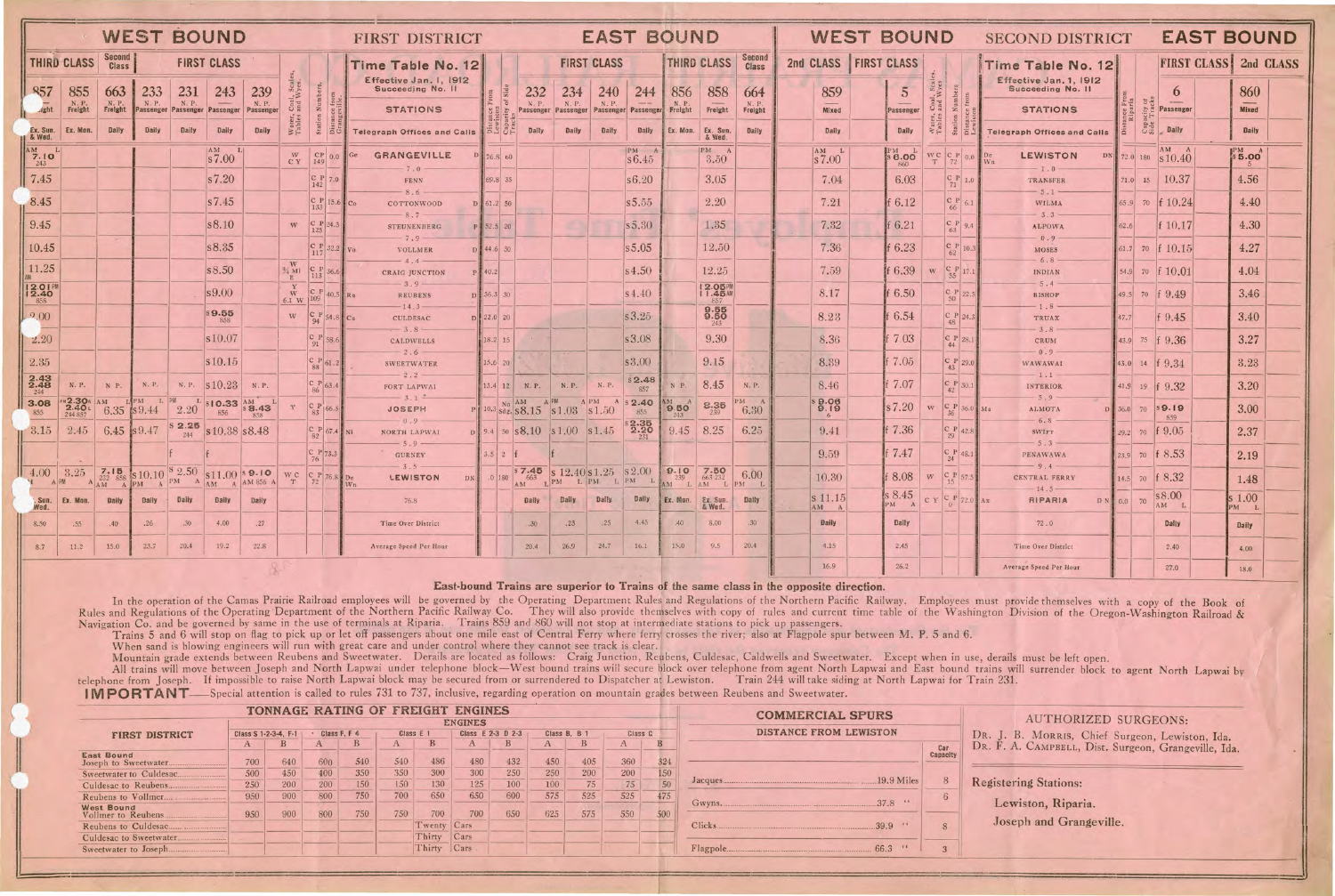## FIRST DISTRICT

### Time Table No. 12
Effective Jan. 1, 1912
Succeeding No. 11

| WEST BOUND Third Class 857 Freight | Third Class 855 N.P. Freight | Second Class 663 N.P. Freight | First Class 233 N.P. Passenger | First Class 231 N.P. Passenger | First Class 243 Passenger | First Class 239 N.P. Passenger | Water, Coal, Scales, Tables and Wyes | Station Numbers | Distance from Grangeville | STATIONS (Telegraph Offices and Calls) | Distance from Lewiston | Capacity of Side Tracks | EAST BOUND First Class 232 N.P. Passenger | First Class 234 N.P. Passenger | First Class 240 N.P. Passenger | First Class 244 Passenger | Third Class 856 N.P. Freight | Third Class 858 Freight | Second Class 664 N.P. Freight |
|---|---|---|---|---|---|---|---|---|---|---|---|---|---|---|---|---|---|---|---|
| Ex. Sun. & Wed. | Ex. Mon. | Daily | Daily | Daily | Daily | Daily | | | | | | | Daily | Daily | Daily | Daily | Ex. Mon. | Ex. Sun. & Wed. | Daily |
| AM L 7.10 243 | | | | | AM L s7.00 | | W C Y | C P 149 | 0.0 | Ge GRANGEVILLE D | 76.8 | 60 | | | | PM A s6.45 | | PM A 3.50 | |
| | | | | | | | | | | 7.0 | | | | | | | | | |
| 7.45 | | | | | s7.20 | | | C P 142 | 7.0 | FENN | 69.8 | 35 | | | | s6.20 | | 3.05 | |
| | | | | | | | | | | 8.6 | | | | | | | | | |
| 8.45 | | | | | s7.45 | | | C P 133 | 15.6 | Co COTTONWOOD D | 61.2 | 50 | | | | s5.55 | | 2.20 | |
| | | | | | | | | | | 8.7 | | | | | | | | | |
| 9.45 | | | | | s8.10 | | W | C P 125 | 24.3 | STEUNENBERG P | 52.5 | 20 | | | | s5.30 | | 1.35 | |
| | | | | | | | | | | 7.9 | | | | | | | | | |
| 10.45 | | | | | s8.35 | | | C P 117 | 32.2 | Vo VOLLMER D | 44.6 | 30 | | | | s5.05 | | 12.50 | |
| | | | | | | | | | | 4.4 | | | | | | | | | |
| AM 11.25 | | | | | s8.50 | | W ¾ MI E | C P 113 | 36.6 | CRAIG JUNCTION P | 40.2 | | | | | s4.50 | | 12.25 | |
| | | | | | | | | | | 3.9 | | | | | | | | | |
| 12.01 PM 12.40 856 | | | | | s9.00 | | Y W 6.1 W | C P 109 | 40.5 | Ru REUBENS D | 36.3 | 30 | | | | s4.40 | | 12.05 PM 11.45 AM 857 | |
| | | | | | | | | | | 14.3 | | | | | | | | | |
| 2.00 | | | | | s9.55 858 | | W | C P 94 | 54.8 | Cu CULDESAC D | 22.0 | 20 | | | | s3.25 | | 9.55 9.50 243 | |
| | | | | | | | | | | 3.8 | | | | | | | | | |
| 2.20 | | | | | s10.07 | | | C P 91 | 58.6 | CALDWELLS | 18.2 | 15 | | | | s3.08 | | 9.30 | |
| | | | | | | | | | | 2.6 | | | | | | | | | |
| 2.35 | | | | | s10.15 | | | C P 88 | 61.2 | SWEETWATER | 15.6 | 20 | | | | s3.00 | | 9.15 | |
| | | | | | | | | | | 2.2 | | | | | | | | | |
| 2.43 2.48 244 | N. P. | N. P. | N. P. | N. P. | s10.23 | N. P. | | C P 86 | 63.4 | FORT LAPWAI | 13.4 | 12 | N. P. | N. P. | N. P. | s2.48 857 | N. P. | 8.45 | N. P. |
| | | | | | | | | | | 3.1 | | | | | | | | | |
| 3.08 855 | s2.30 AM 2.40 L 244 857 | AM 6.35 | PM L s9.44 | PM L 2.20 | s10.33 856 | AM L s8.43 858 | Y | C P 83 | 66.8 | JOSEPH P | 10.3 | No Sdg. | AM A s8.15 | PM A s1.03 | PM A s1.50 | s2.40 855 | AM A 9.50 243 | 8.35 239 | PM A 6.30 |
| | | | | | | | | | | 0.9 | | | | | | | | | |
| 3.15 | 2.45 | 6.45 | s9.47 | s2.25 244 | s10.38 | s8.48 | | C P 82 | 67.4 | Nl NORTH LAPWAI D | 9.4 | 50 | s8.10 | s1.00 | s1.45 | s2.35 2.20 231 | 9.45 | 8.25 | 6.25 |
| | | | | | | | | | | 5.9 | | | | | | | | | |
| | | | f | | f | | | C P 76 | 73.3 | GURNEY | 3.5 | 2 | f | | | | | | |
| | | | | | | | | | | 3.5 | | | | | | | | | |
| 4.00 PM A | 3.25 PM A | 7.15 222 858 AM A | s10.10 PM A | s2.50 PM A | s11.00 AM A | s9.10 AM 856 A | W C T | C P 72 | 76.8 | De Wn LEWISTON DN | 0.0 | 180 | s7.45 663 AM L | s12.40 PM L | s1.25 PM L | s2.00 PM L | 9.10 239 AM L | 7.50 663 232 AM L | 6.00 PM L |
| Ex. Sun. & Wed. | Ex. Mon. | Daily | Daily | Daily | Daily | Daily | | | | 76.8 | | | Daily | Daily | Daily | Daily | Ex. Mon. | Ex. Sun. & Wed. | Daily |
| 8.50 | .55 | .40 | .26 | .30 | 4.00 | .27 | | | | Time Over District | | | .30 | .23 | .25 | 4.45 | .40 | 8.00 | .30 |
| 8.7 | 11.2 | 15.0 | 23.7 | 20.4 | 19.2 | 22.8 | | | | Average Speed Per Hour | | | 20.4 | 26.9 | 24.7 | 16.1 | 15.0 | 9.5 | 20.4 |

## SECOND DISTRICT

### Time Table No. 12
Effective Jan. 1, 1912
Succeeding No. 11

| WEST BOUND 2nd Class 859 Mixed | First Class 5 Passenger | Water, Coal, Scales, Tables and Wyes | Station Numbers | Distance from Lewiston | STATIONS (Telegraph Offices and Calls) | Distance from Riparia | Capacity of Side Tracks | EAST BOUND First Class 6 Passenger | 2nd Class 860 Mixed |
|---|---|---|---|---|---|---|---|---|---|
| Daily | Daily | | | | | | | Daily | Daily |
| AM L s7.00 | PM L s6.00 860 | W C T | C P 72 | 0.0 | De Wn LEWISTON DN | 72.0 | 180 | AM A s10.40 | PM A s5.00 5 |
| | | | | | 1.0 | | | | |
| 7.04 | 6.03 | | C P 71 | 1.0 | TRANSFER | 71.0 | 15 | 10.37 | 4.56 |
| | | | | | 5.1 | | | | |
| 7.21 | f 6.12 | | C P 66 | 6.1 | WILMA | 65.9 | 70 | f 10.24 | 4.40 |
| | | | | | 3.3 | | | | |
| 7.32 | f 6.21 | | C P 63 | 9.4 | ALPOWA | 62.6 | | f 10.17 | 4.30 |
| | | | | | 0.9 | | | | |
| 7.36 | f 6.23 | | C P 62 | 10.3 | MOSES | 61.7 | 70 | f 10.15 | 4.27 |
| | | | | | 6.8 | | | | |
| 7.59 | f 6.39 | W | C P 55 | 17.1 | INDIAN | 54.9 | 70 | f 10.01 | 4.04 |
| | | | | | 5.4 | | | | |
| 8.17 | f 6.50 | | C P 50 | 22.5 | BISHOP | 49.5 | 70 | f 9.49 | 3.46 |
| | | | | | 1.8 | | | | |
| 8.23 | f 6.54 | | C P 48 | 24.3 | TRUAX | 47.7 | | f 9.45 | 3.40 |
| | | | | | 3.8 | | | | |
| 8.36 | f 7.03 | | C P 44 | 28.1 | CRUM | 43.9 | 75 | f 9.36 | 3.27 |
| | | | | | 0.9 | | | | |
| 8.39 | f 7.05 | | C P 43 | 29.0 | WAWAWAI | 43.0 | 14 | f 9.34 | 3.23 |
| | | | | | 1.1 | | | | |
| 8.46 | f 7.07 | | C P 42 | 30.1 | INTERIOR | 41.9 | 19 | f 9.32 | 3.20 |
| | | | | | 5.9 | | | | |
| s 9.06 9.19 6 | s7.20 | W | C P 36 | 36.0 | Ma ALMOTA D | 36.0 | 70 | s9.19 859 | 3.00 |
| | | | | | 6.8 | | | | |
| 9.41 | f 7.36 | | C P 29 | 42.8 | SWIFT | 29.2 | 70 | f 9.05 | 2.37 |
| | | | | | 5.3 | | | | |
| 9.59 | f 7.47 | | C P 24 | 48.1 | PENAWAWA | 23.9 | 70 | f 8.53 | 2.19 |
| | | | | | 9.4 | | | | |
| 10.30 | f 8.08 | W | C P 15 | 57.5 | CENTRAL FERRY | 14.5 | 70 | f 8.32 | 1.48 |
| | | | | | 14.5 | | | | |
| s 11.15 AM A | s 8.45 PM A | C Y | C P 0 | 72.0 | Ax RIPARIA DN | 0.0 | 70 | s8.00 AM L | s 1.00 PM L |
| Daily | Daily | | | | 72.0 | | | Daily | Daily |
| 4.15 | 2.45 | | | | Time Over District | | | 2.40 | 4.00 |
| 16.9 | 26.2 | | | | Average Speed Per Hour | | | 27.0 | 18.0 |

**East-bound Trains are superior to Trains of the same class in the opposite direction.**

In the operation of the Camas Prairie Railroad employees will be governed by the Operating Department Rules and Regulations of the Northern Pacific Railway. Employees must provide themselves with a copy of the Book of Rules and Regulations of the Operating Department of the Northern Pacific Railway Co. They will also provide themselves with copy of rules and current time table of the Washington Division of the Oregon-Washington Railroad & Navigation Co. and be governed by same in the use of terminals at Riparia. Trains 859 and 860 will not stop at intermediate stations to pick up passengers.

Trains 5 and 6 will stop on flag to pick up or let off passengers about one mile east of Central Ferry where ferry crosses the river; also at Flagpole spur between M. P. 5 and 6.

When sand is blowing engineers will run with great care and under control where they cannot see track is clear.

Mountain grade extends between Reubens and Sweetwater. Derails are located as follows: Craig Junction, Reubens, Culdesac, Caldwells and Sweetwater. Except when in use, derails must be left open.

All trains will move between Joseph and North Lapwai under telephone block—West bound trains will secure block over telephone from agent North Lapwai and East bound trains will surrender block to agent North Lapwai by telephone from Joseph. If impossible to raise North Lapwai block may be secured from or surrendered to Dispatcher at Lewiston. Train 244 will take siding at North Lapwai for Train 231.

**IMPORTANT**—Special attention is called to rules 731 to 737, inclusive, regarding operation on mountain grades between Reubens and Sweetwater.

### TONNAGE RATING OF FREIGHT ENGINES

| FIRST DISTRICT | Class S 1-2-3-4, F-1 A | Class S 1-2-3-4, F-1 B | Class F, F 4 A | Class F, F 4 B | Class E 1 A | Class E 1 B | Class E 2-3 D 2-3 A | Class E 2-3 D 2-3 B | Class B, B 1 A | Class B, B 1 B | Class C A | Class C B |
|---|---|---|---|---|---|---|---|---|---|---|---|---|
| **East Bound** Joseph to Sweetwater | 700 | 640 | 600 | 540 | 540 | 486 | 480 | 432 | 450 | 405 | 360 | 324 |
| Sweetwater to Culdesac | 500 | 450 | 400 | 350 | 350 | 300 | 300 | 250 | 250 | 200 | 200 | 150 |
| Culdesac to Reubens | 250 | 200 | 200 | 150 | 150 | 130 | 125 | 100 | 100 | 75 | 75 | 50 |
| Reubens to Vollmer | 950 | 900 | 800 | 750 | 700 | 650 | 600 | 600 | 575 | 525 | 525 | 475 |
| **West Bound** Vollmer to Reubens | 950 | 900 | 800 | 750 | 750 | 700 | 700 | 650 | 625 | 575 | 550 | 500 |
| Reubens to Culdesac | | | | | | Twenty | Cars | | | | | |
| Culdesac to Sweetwater | | | | | | Thirty | Cars | | | | | |
| Sweetwater to Joseph | | | | | | Thirty | Cars | | | | | |

### COMMERCIAL SPURS

| DISTANCE FROM LEWISTON | | Car Capacity |
|---|---|---|
| Jacques | 19.9 Miles | 8 |
| Gwyns | 37.8 " | 6 |
| Clicks | 39.9 " | 8 |
| Flagpole | 66.3 " | 3 |

### AUTHORIZED SURGEONS:

DR. J. B. MORRIS, Chief Surgeon, Lewiston, Ida.
DR. F. A. CAMPBELL, Dist. Surgeon, Grangeville, Ida.

**Registering Stations:**

Lewiston, Riparia.
Joseph and Grangeville.